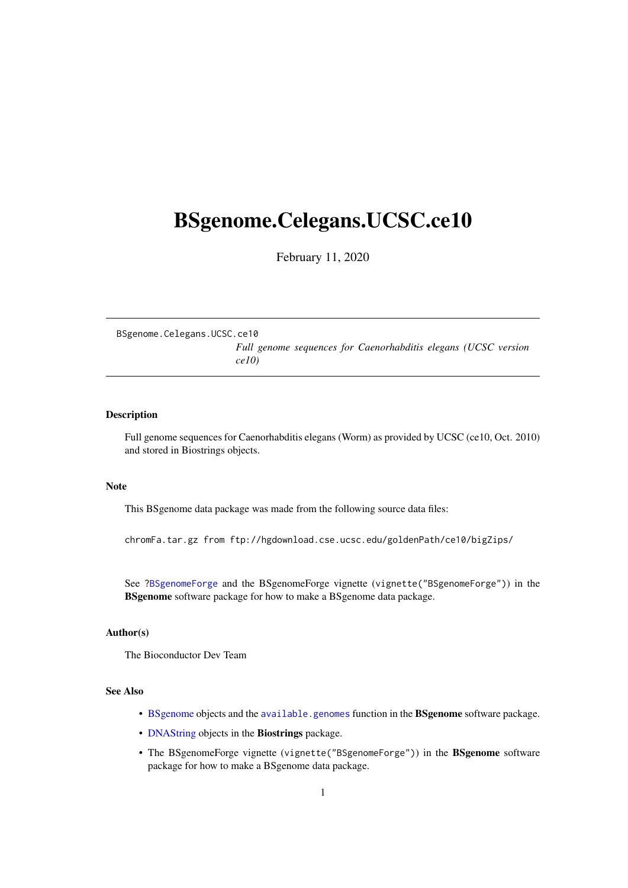# BSgenome.Celegans.UCSC.ce10

February 11, 2020

---

BSgenome.Celegans.UCSC.ce10 *Full genome sequences for Caenorhabditis elegans (UCSC version ce10)*

---

### Description

Full genome sequences for Caenorhabditis elegans (Worm) as provided by UCSC (ce10, Oct. 2010) and stored in Biostrings objects.

### Note

This BSgenome data package was made from the following source data files:

```
chromFa.tar.gz from ftp://hgdownload.cse.ucsc.edu/goldenPath/ce10/bigZips/
```

See `?BSgenomeForge` and the BSgenomeForge vignette (`vignette("BSgenomeForge")`) in the **BSgenome** software package for how to make a BSgenome data package.

### Author(s)

The Bioconductor Dev Team

### See Also

- BSgenome objects and the `available.genomes` function in the **BSgenome** software package.
- DNAString objects in the **Biostrings** package.
- The BSgenomeForge vignette (`vignette("BSgenomeForge")`) in the **BSgenome** software package for how to make a BSgenome data package.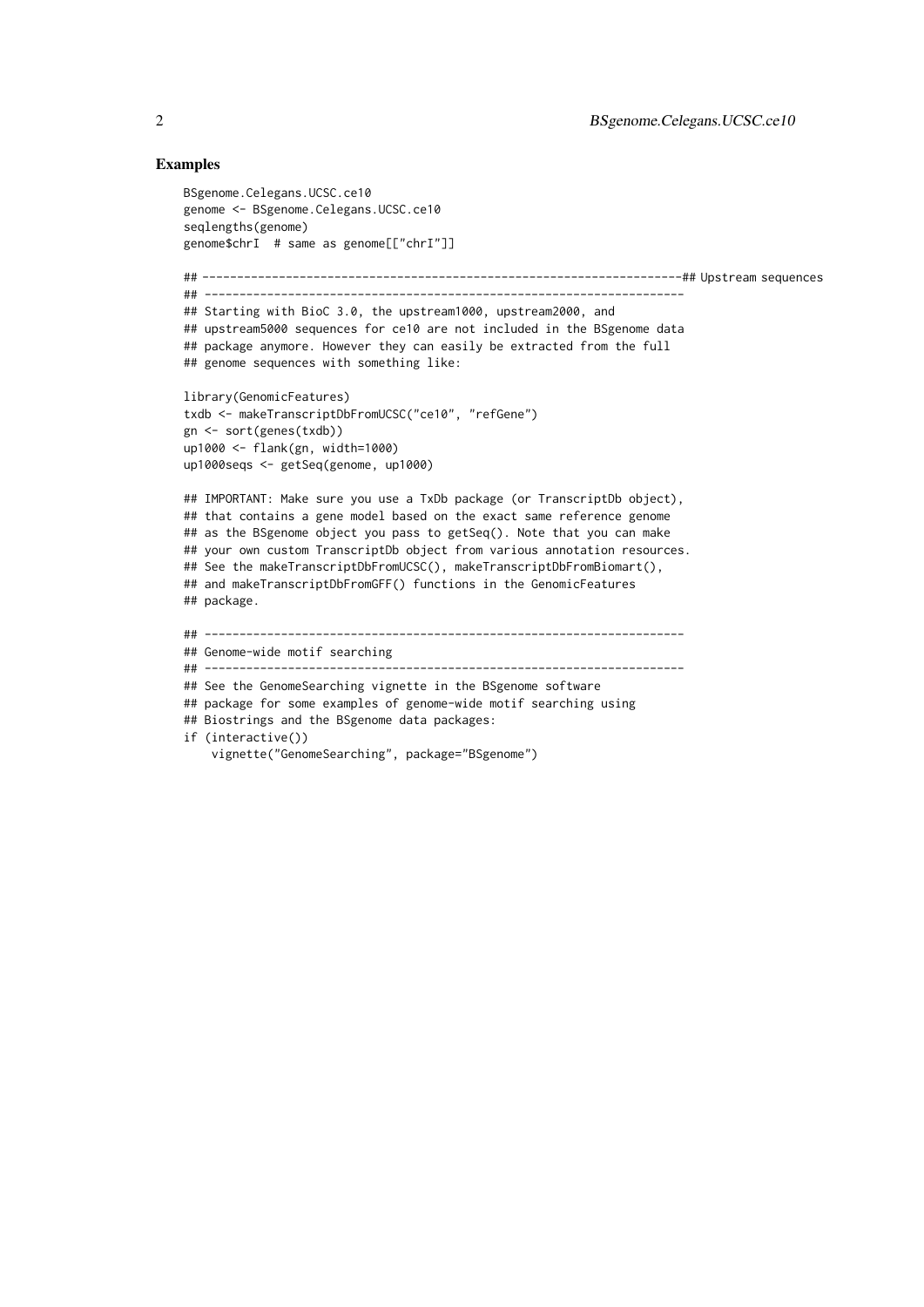## Examples

```
BSgenome.Celegans.UCSC.ce10
genome <- BSgenome.Celegans.UCSC.ce10
seqlengths(genome)
genome$chrI  # same as genome[["chrI"]]

## ---------------------------------------------------------------------## Upstream sequences
## ---------------------------------------------------------------------
## Starting with BioC 3.0, the upstream1000, upstream2000, and
## upstream5000 sequences for ce10 are not included in the BSgenome data
## package anymore. However they can easily be extracted from the full
## genome sequences with something like:

library(GenomicFeatures)
txdb <- makeTranscriptDbFromUCSC("ce10", "refGene")
gn <- sort(genes(txdb))
up1000 <- flank(gn, width=1000)
up1000seqs <- getSeq(genome, up1000)

## IMPORTANT: Make sure you use a TxDb package (or TranscriptDb object),
## that contains a gene model based on the exact same reference genome
## as the BSgenome object you pass to getSeq(). Note that you can make
## your own custom TranscriptDb object from various annotation resources.
## See the makeTranscriptDbFromUCSC(), makeTranscriptDbFromBiomart(),
## and makeTranscriptDbFromGFF() functions in the GenomicFeatures
## package.

## ---------------------------------------------------------------------
## Genome-wide motif searching
## ---------------------------------------------------------------------
## See the GenomeSearching vignette in the BSgenome software
## package for some examples of genome-wide motif searching using
## Biostrings and the BSgenome data packages:
if (interactive())
    vignette("GenomeSearching", package="BSgenome")
```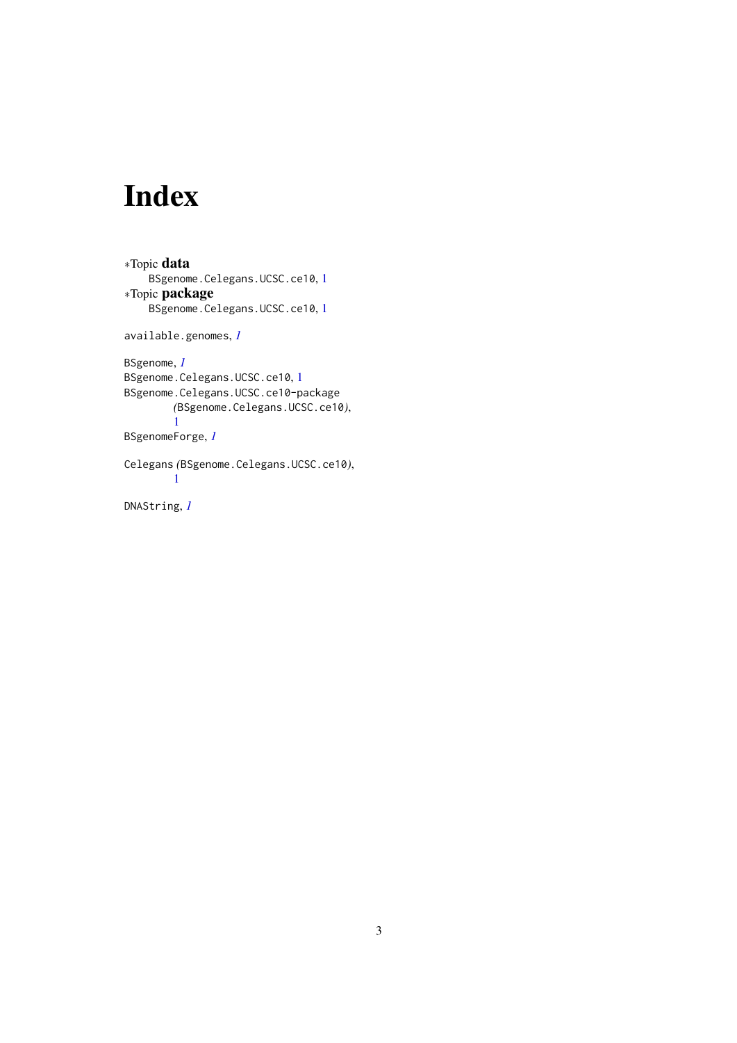# Index

∗Topic **data**

BSgenome.Celegans.UCSC.ce10, 1

∗Topic **package**

BSgenome.Celegans.UCSC.ce10, 1

available.genomes, *1*

BSgenome, *1*
BSgenome.Celegans.UCSC.ce10, 1
BSgenome.Celegans.UCSC.ce10-package *(*BSgenome.Celegans.UCSC.ce10*)*, 1
BSgenomeForge, *1*

Celegans *(*BSgenome.Celegans.UCSC.ce10*)*, 1

DNAString, *1*